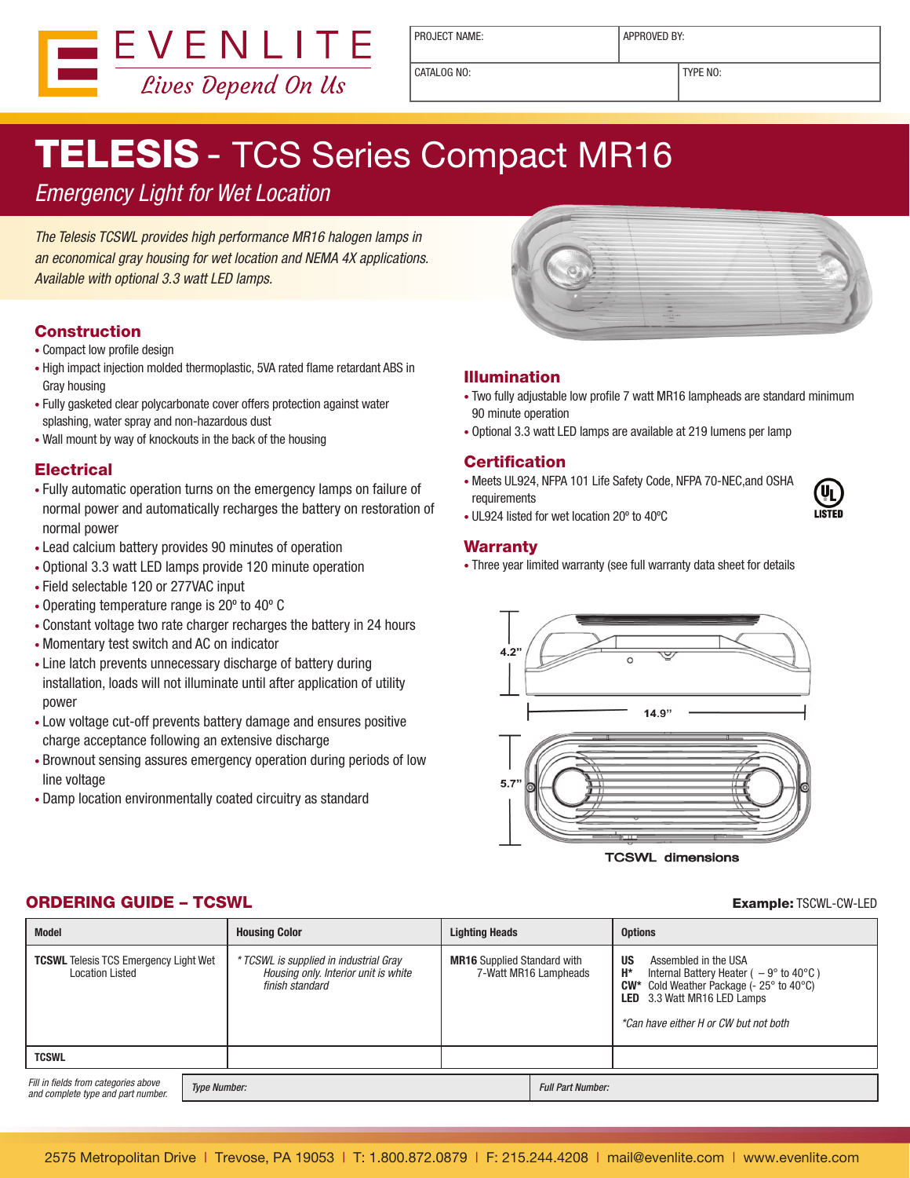EVENLITE

*Lives Depend On Us*

| PROJECT NAME: | APPROVED BY: |
|---|---|
| CATALOG NO: | TYPE NO: |

# TELESIS - TCS Series Compact MR16

*Emergency Light for Wet Location*

*The Telesis TCSWL provides high performance MR16 halogen lamps in an economical gray housing for wet location and NEMA 4X applications. Available with optional 3.3 watt LED lamps.*

## Construction

- Compact low profile design
- High impact injection molded thermoplastic, 5VA rated flame retardant ABS in Gray housing
- Fully gasketed clear polycarbonate cover offers protection against water splashing, water spray and non-hazardous dust
- Wall mount by way of knockouts in the back of the housing

## Electrical

- Fully automatic operation turns on the emergency lamps on failure of normal power and automatically recharges the battery on restoration of normal power
- Lead calcium battery provides 90 minutes of operation
- Optional 3.3 watt LED lamps provide 120 minute operation
- Field selectable 120 or 277VAC input
- Operating temperature range is 20º to 40º C
- Constant voltage two rate charger recharges the battery in 24 hours
- Momentary test switch and AC on indicator
- Line latch prevents unnecessary discharge of battery during installation, loads will not illuminate until after application of utility power
- Low voltage cut-off prevents battery damage and ensures positive charge acceptance following an extensive discharge
- Brownout sensing assures emergency operation during periods of low line voltage
- Damp location environmentally coated circuitry as standard

## Illumination

- Two fully adjustable low profile 7 watt MR16 lampheads are standard minimum 90 minute operation
- Optional 3.3 watt LED lamps are available at 219 lumens per lamp

## Certification

- Meets UL924, NFPA 101 Life Safety Code, NFPA 70-NEC,and OSHA requirements
- UL924 listed for wet location 20º to 40ºC

UL LISTED

## Warranty

- Three year limited warranty (see full warranty data sheet for details

4.2"

14.9"

5.7"

TCSWL dimensions

## ORDERING GUIDE – TCSWL

**Example:** TCSWL-CW-LED

| Model | Housing Color | Lighting Heads | Options |
|---|---|---|---|
| **TCSWL** Telesis TCS Emergency Light Wet Location Listed | *\* TCSWL is supplied in industrial Gray Housing only. Interior unit is white finish standard* | **MR16** Supplied Standard with 7-Watt MR16 Lampheads | **US** Assembled in the USA<br>**H\*** Internal Battery Heater ( – 9° to 40°C )<br>**CW\*** Cold Weather Package (- 25° to 40°C)<br>**LED** 3.3 Watt MR16 LED Lamps<br><br>*\*Can have either H or CW but not both* |
| **TCSWL** | | | |

*Fill in fields from categories above and complete type and part number.*

| *Type Number:* | *Full Part Number:* |
|---|---|

2575 Metropolitan Drive | Trevose, PA 19053 | T: 1.800.872.0879 | F: 215.244.4208 | mail@evenlite.com | www.evenlite.com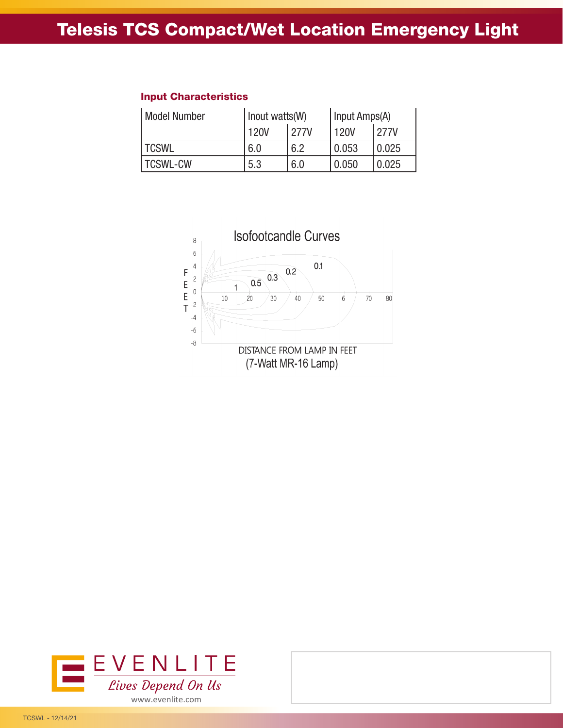## Input Characteristics

| Model Number | Inout watts(W) | | Input Amps(A) | |
|---|---|---|---|---|
| | 120V | 277V | 120V | 277V |
| TCSWL | 6.0 | 6.2 | 0.053 | 0.025 |
| TCSWL-CW | 5.3 | 6.0 | 0.050 | 0.025 |

Isofootcandle Curves

FEET

8
6
4
2
0
-2
-4
-6
-8

1
0.5
0.3
0.2
0.1

10 20 30 40 50 6 70 80

DISTANCE FROM LAMP IN FEET
(7-Watt MR-16 Lamp)

EVENLITE
*Lives Depend On Us*
www.evenlite.com

TCSWL - 12/14/21